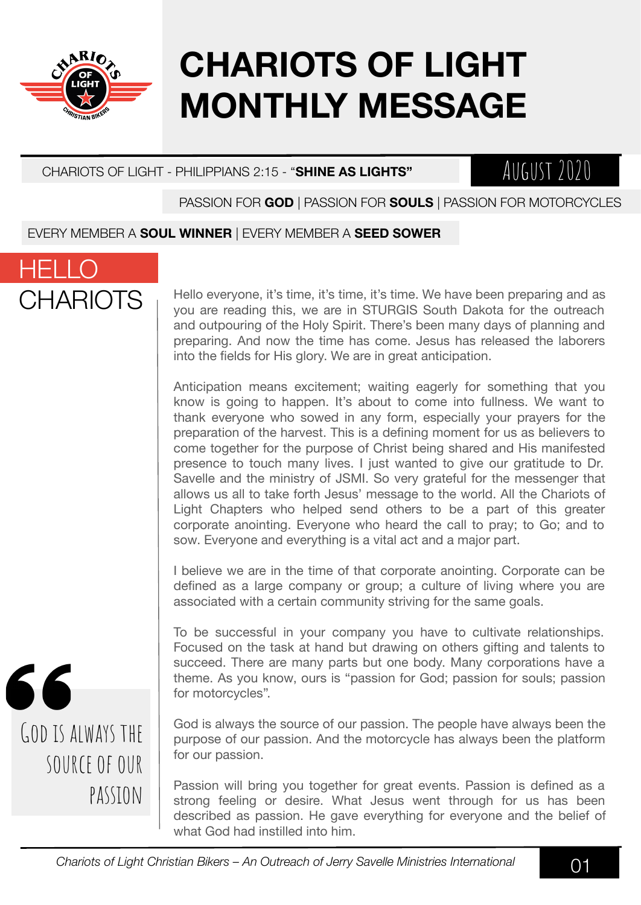# CHARIOTS OF LIGHT MONTHLY MESSAGE

CHARIOTS OF LIGHT - PHILIPPIANS 2:15 - "**SHINE AS LIGHTS"**

AUGUST 2020

PASSION FOR **GOD** | PASSION FOR **SOULS** | PASSION FOR MOTORCYCLES

EVERY MEMBER A **SOUL WINNER** | EVERY MEMBER A **SEED SOWER**

## HELLO CHARIOTS

Hello everyone, it's time, it's time, it's time. We have been preparing and as you are reading this, we are in STURGIS South Dakota for the outreach and outpouring of the Holy Spirit. There's been many days of planning and preparing. And now the time has come. Jesus has released the laborers into the fields for His glory. We are in great anticipation.

Anticipation means excitement; waiting eagerly for something that you know is going to happen. It's about to come into fullness. We want to thank everyone who sowed in any form, especially your prayers for the preparation of the harvest. This is a defining moment for us as believers to come together for the purpose of Christ being shared and His manifested presence to touch many lives. I just wanted to give our gratitude to Dr. Savelle and the ministry of JSMI. So very grateful for the messenger that allows us all to take forth Jesus' message to the world. All the Chariots of Light Chapters who helped send others to be a part of this greater corporate anointing. Everyone who heard the call to pray; to Go; and to sow. Everyone and everything is a vital act and a major part.

I believe we are in the time of that corporate anointing. Corporate can be defined as a large company or group; a culture of living where you are associated with a certain community striving for the same goals.

To be successful in your company you have to cultivate relationships. Focused on the task at hand but drawing on others gifting and talents to succeed. There are many parts but one body. Many corporations have a theme. As you know, ours is "passion for God; passion for souls; passion for motorcycles".

> "God is always the source of our passion

God is always the source of our passion. The people have always been the purpose of our passion. And the motorcycle has always been the platform for our passion.

Passion will bring you together for great events. Passion is defined as a strong feeling or desire. What Jesus went through for us has been described as passion. He gave everything for everyone and the belief of what God had instilled into him.

*Chariots of Light Christian Bikers – An Outreach of Jerry Savelle Ministries International*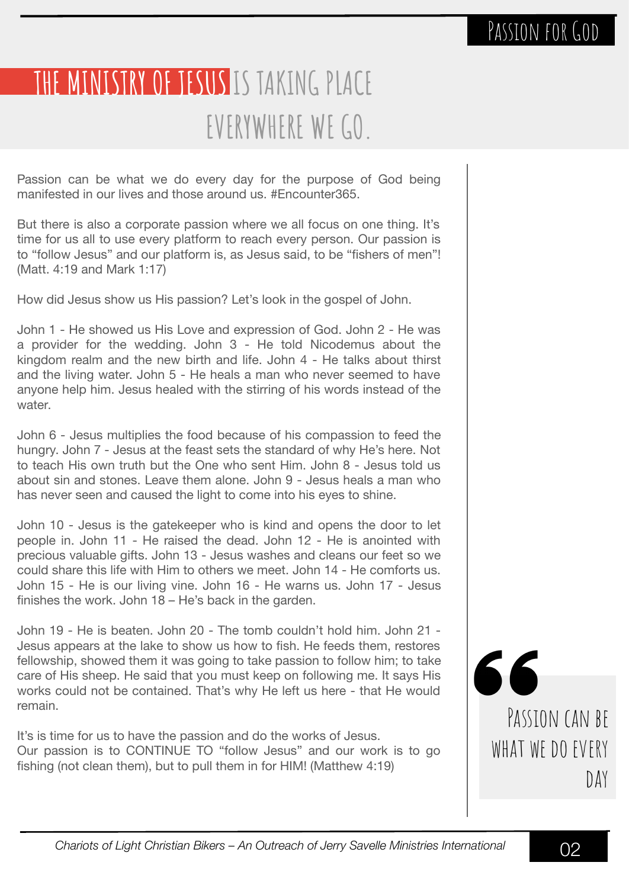# THE MINISTRY OF JESUS IS TAKING PLACE EVERYWHERE WE GO.

Passion can be what we do every day for the purpose of God being manifested in our lives and those around us. #Encounter365.

But there is also a corporate passion where we all focus on one thing. It's time for us all to use every platform to reach every person. Our passion is to "follow Jesus" and our platform is, as Jesus said, to be "fishers of men"! (Matt. 4:19 and Mark 1:17)

How did Jesus show us His passion? Let's look in the gospel of John.

John 1 - He showed us His Love and expression of God. John 2 - He was a provider for the wedding. John 3 - He told Nicodemus about the kingdom realm and the new birth and life. John 4 - He talks about thirst and the living water. John 5 - He heals a man who never seemed to have anyone help him. Jesus healed with the stirring of his words instead of the water.

John 6 - Jesus multiplies the food because of his compassion to feed the hungry. John 7 - Jesus at the feast sets the standard of why He's here. Not to teach His own truth but the One who sent Him. John 8 - Jesus told us about sin and stones. Leave them alone. John 9 - Jesus heals a man who has never seen and caused the light to come into his eyes to shine.

John 10 - Jesus is the gatekeeper who is kind and opens the door to let people in. John 11 - He raised the dead. John 12 - He is anointed with precious valuable gifts. John 13 - Jesus washes and cleans our feet so we could share this life with Him to others we meet. John 14 - He comforts us. John 15 - He is our living vine. John 16 - He warns us. John 17 - Jesus finishes the work. John 18 – He's back in the garden.

John 19 - He is beaten. John 20 - The tomb couldn't hold him. John 21 - Jesus appears at the lake to show us how to fish. He feeds them, restores fellowship, showed them it was going to take passion to follow him; to take care of His sheep. He said that you must keep on following me. It says His works could not be contained. That's why He left us here - that He would remain.

It's is time for us to have the passion and do the works of Jesus.
Our passion is to CONTINUE TO "follow Jesus" and our work is to go fishing (not clean them), but to pull them in for HIM! (Matthew 4:19)

> Passion can be what we do every day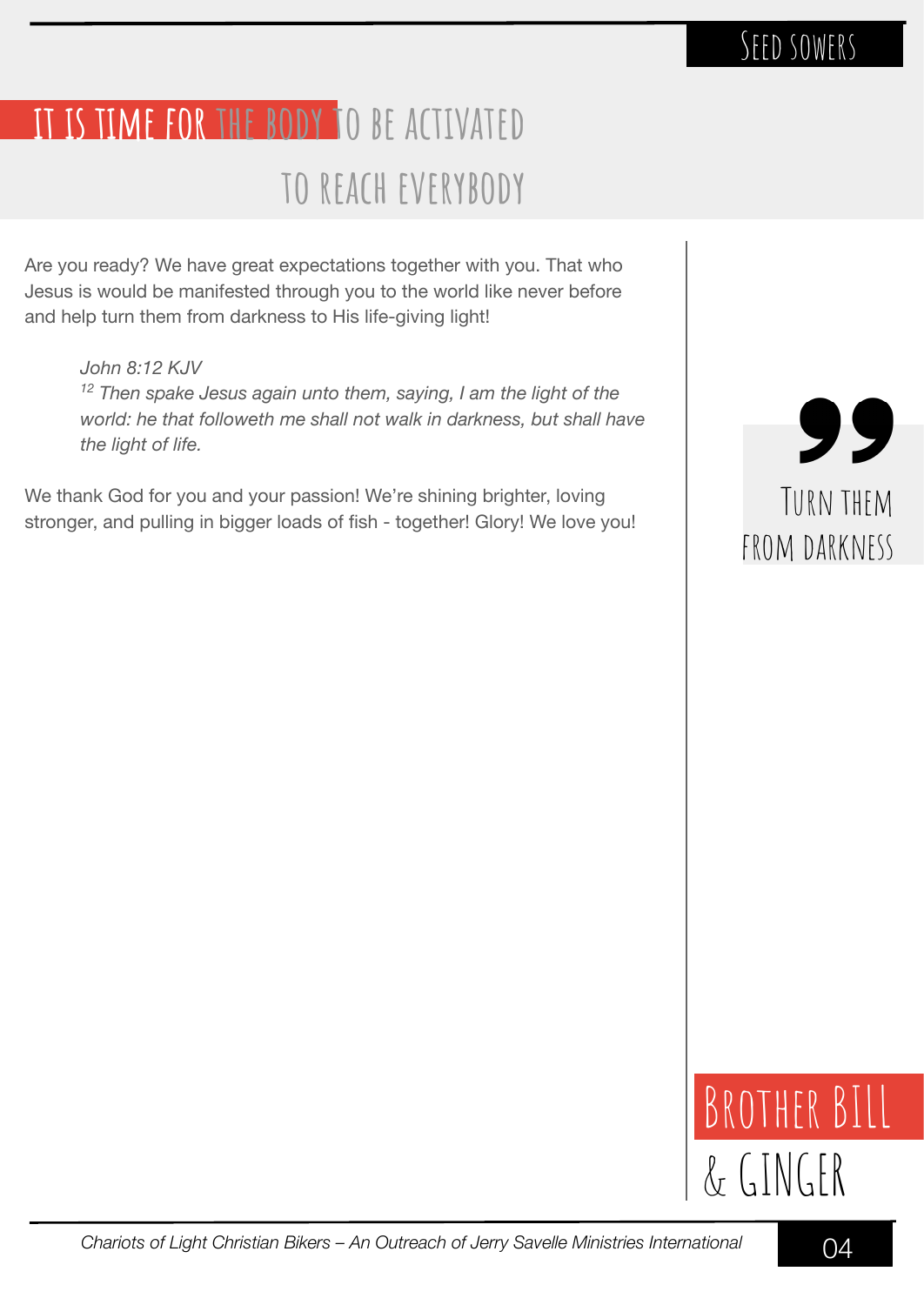# IT IS TIME FOR THE BODY TO BE ACTIVATED TO REACH EVERYBODY

Are you ready? We have great expectations together with you. That who Jesus is would be manifested through you to the world like never before and help turn them from darkness to His life-giving light!

> *John 8:12 KJV*
>
> *[12] Then spake Jesus again unto them, saying, I am the light of the world: he that followeth me shall not walk in darkness, but shall have the light of life.*

We thank God for you and your passion! We're shining brighter, loving stronger, and pulling in bigger loads of fish - together! Glory! We love you!

> Turn them from darkness

**Brother Bill & Ginger**